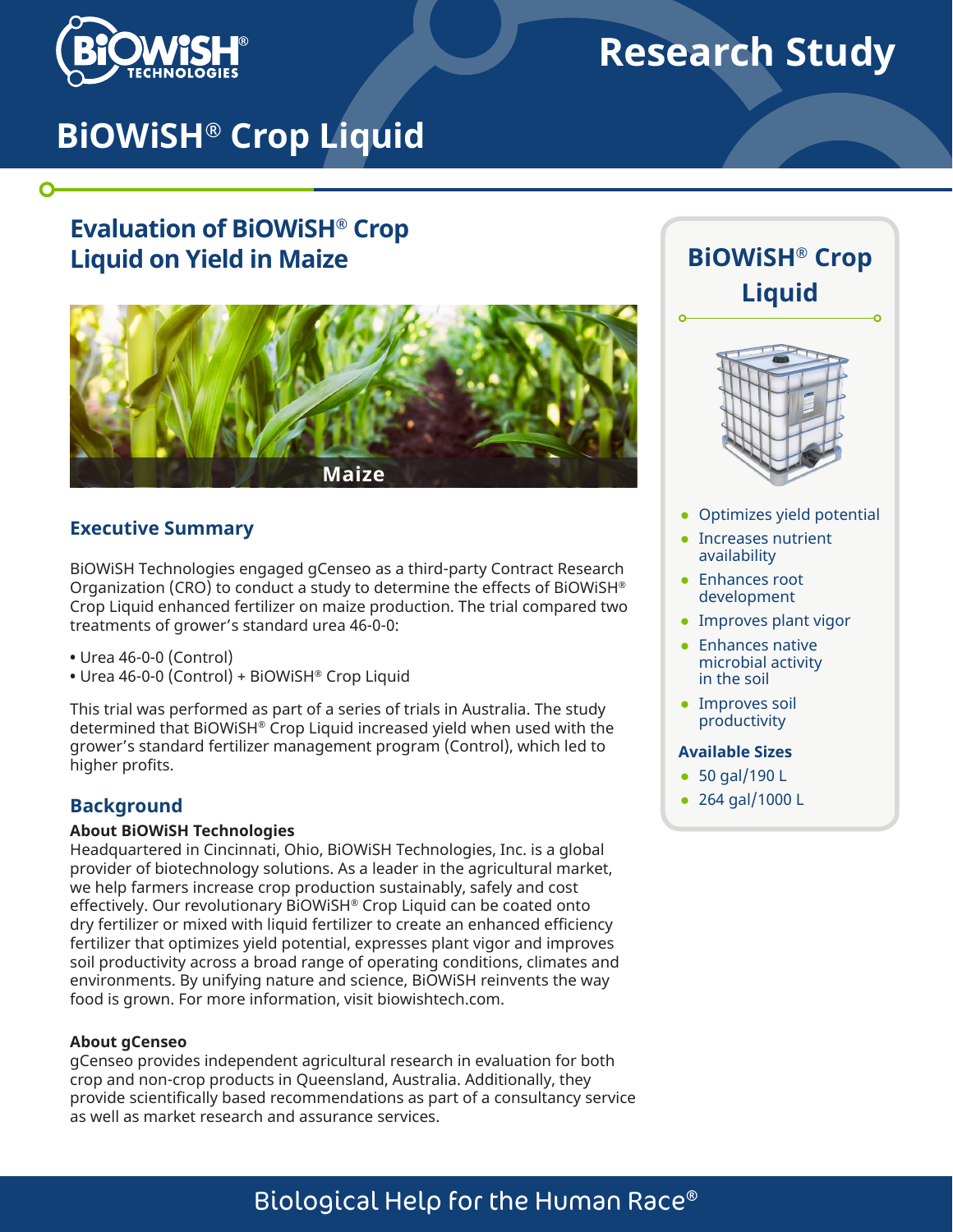# Research Study

# BiOWiSH® Crop Liquid

## Evaluation of BiOWiSH® Crop Liquid on Yield in Maize

Maize

### Executive Summary

BiOWiSH Technologies engaged gCenseo as a third-party Contract Research Organization (CRO) to conduct a study to determine the effects of BiOWiSH® Crop Liquid enhanced fertilizer on maize production. The trial compared two treatments of grower's standard urea 46-0-0:

- Urea 46-0-0 (Control)
- Urea 46-0-0 (Control) + BiOWiSH® Crop Liquid

This trial was performed as part of a series of trials in Australia. The study determined that BiOWiSH® Crop Liquid increased yield when used with the grower's standard fertilizer management program (Control), which led to higher profits.

### Background

**About BiOWiSH Technologies**

Headquartered in Cincinnati, Ohio, BiOWiSH Technologies, Inc. is a global provider of biotechnology solutions. As a leader in the agricultural market, we help farmers increase crop production sustainably, safely and cost effectively. Our revolutionary BiOWiSH® Crop Liquid can be coated onto dry fertilizer or mixed with liquid fertilizer to create an enhanced efficiency fertilizer that optimizes yield potential, expresses plant vigor and improves soil productivity across a broad range of operating conditions, climates and environments. By unifying nature and science, BiOWiSH reinvents the way food is grown. For more information, visit biowishtech.com.

**About gCenseo**

gCenseo provides independent agricultural research in evaluation for both crop and non-crop products in Queensland, Australia. Additionally, they provide scientifically based recommendations as part of a consultancy service as well as market research and assurance services.

### BiOWiSH® Crop Liquid

- Optimizes yield potential
- Increases nutrient availability
- Enhances root development
- Improves plant vigor
- Enhances native microbial activity in the soil
- Improves soil productivity

**Available Sizes**

- 50 gal/190 L
- 264 gal/1000 L

Biological Help for the Human Race®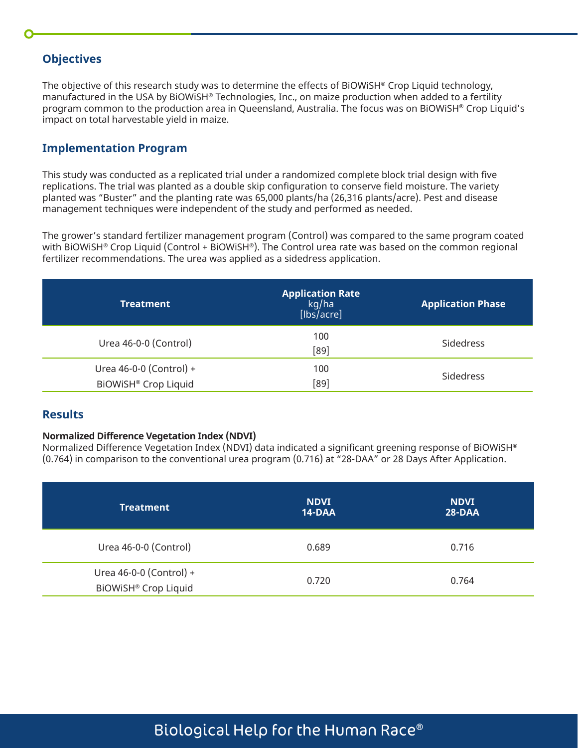## Objectives

The objective of this research study was to determine the effects of BiOWiSH® Crop Liquid technology, manufactured in the USA by BiOWiSH® Technologies, Inc., on maize production when added to a fertility program common to the production area in Queensland, Australia. The focus was on BiOWiSH® Crop Liquid's impact on total harvestable yield in maize.

## Implementation Program

This study was conducted as a replicated trial under a randomized complete block trial design with five replications. The trial was planted as a double skip configuration to conserve field moisture. The variety planted was "Buster" and the planting rate was 65,000 plants/ha (26,316 plants/acre). Pest and disease management techniques were independent of the study and performed as needed.

The grower's standard fertilizer management program (Control) was compared to the same program coated with BiOWiSH® Crop Liquid (Control + BiOWiSH®). The Control urea rate was based on the common regional fertilizer recommendations. The urea was applied as a sidedress application.

| Treatment | Application Rate kg/ha [lbs/acre] | Application Phase |
|---|---|---|
| Urea 46-0-0 (Control) | 100 [89] | Sidedress |
| Urea 46-0-0 (Control) + BiOWiSH® Crop Liquid | 100 [89] | Sidedress |

## Results

**Normalized Difference Vegetation Index (NDVI)**
Normalized Difference Vegetation Index (NDVI) data indicated a significant greening response of BiOWiSH® (0.764) in comparison to the conventional urea program (0.716) at "28-DAA" or 28 Days After Application.

| Treatment | NDVI 14-DAA | NDVI 28-DAA |
|---|---|---|
| Urea 46-0-0 (Control) | 0.689 | 0.716 |
| Urea 46-0-0 (Control) + BiOWiSH® Crop Liquid | 0.720 | 0.764 |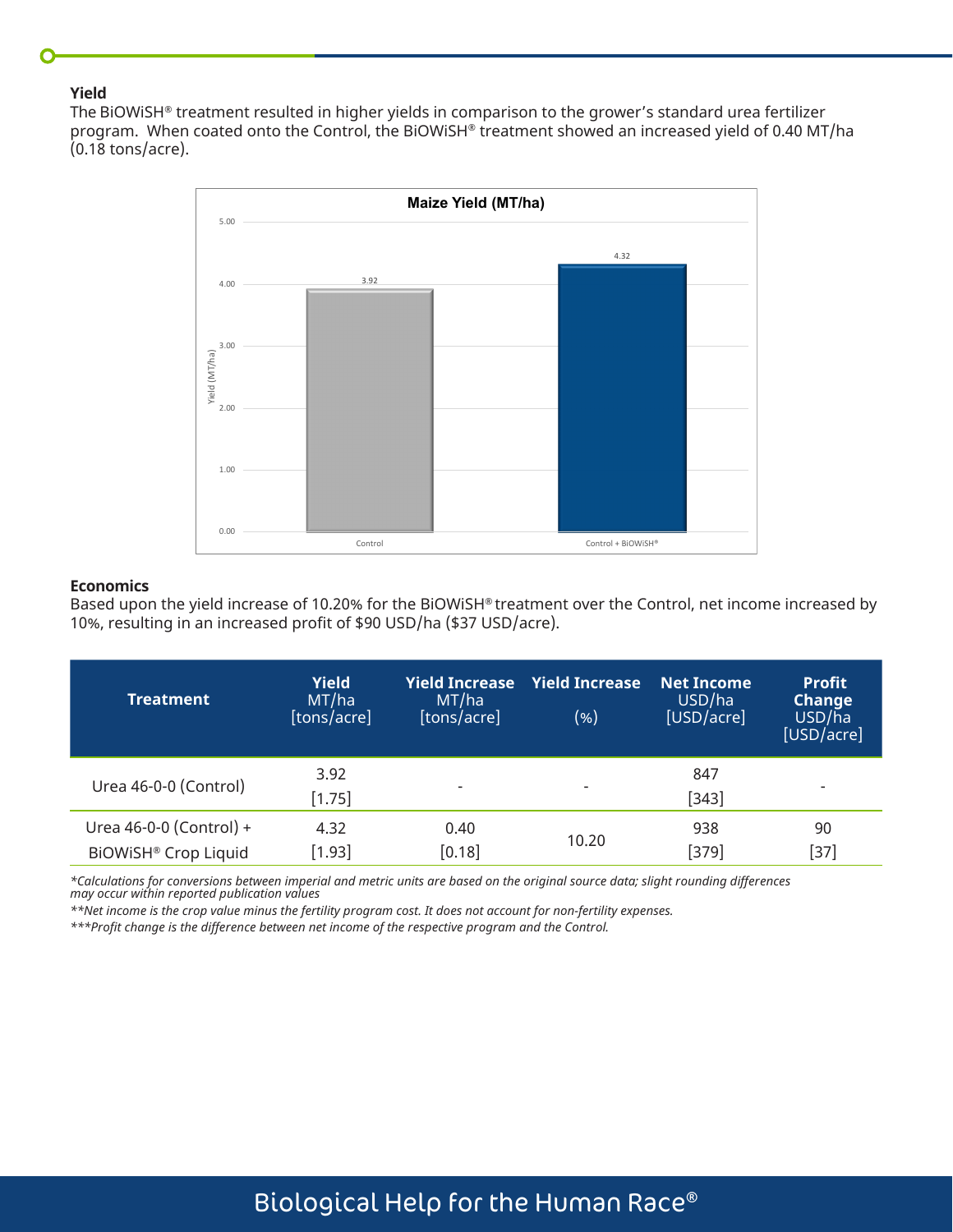### Yield

The BiOWiSH® treatment resulted in higher yields in comparison to the grower's standard urea fertilizer program. When coated onto the Control, the BiOWiSH® treatment showed an increased yield of 0.40 MT/ha (0.18 tons/acre).

**Maize Yield (MT/ha)**

| | Yield (MT/ha) |
|---|---|
| Control | 3.92 |
| Control + BiOWiSH® | 4.32 |

### Economics

Based upon the yield increase of 10.20% for the BiOWiSH® treatment over the Control, net income increased by 10%, resulting in an increased profit of $90 USD/ha ($37 USD/acre).

| Treatment | **Yield** MT/ha [tons/acre] | **Yield Increase** MT/ha [tons/acre] | **Yield Increase** (%) | **Net Income** USD/ha [USD/acre] | **Profit Change** USD/ha [USD/acre] |
|---|---|---|---|---|---|
| Urea 46-0-0 (Control) | 3.92 [1.75] | - | - | 847 [343] | - |
| Urea 46-0-0 (Control) + BiOWiSH® Crop Liquid | 4.32 [1.93] | 0.40 [0.18] | 10.20 | 938 [379] | 90 [37] |

*\*Calculations for conversions between imperial and metric units are based on the original source data; slight rounding differences may occur within reported publication values*

*\*\*Net income is the crop value minus the fertility program cost. It does not account for non-fertility expenses.*

*\*\*\*Profit change is the difference between net income of the respective program and the Control.*

Biological Help for the Human Race®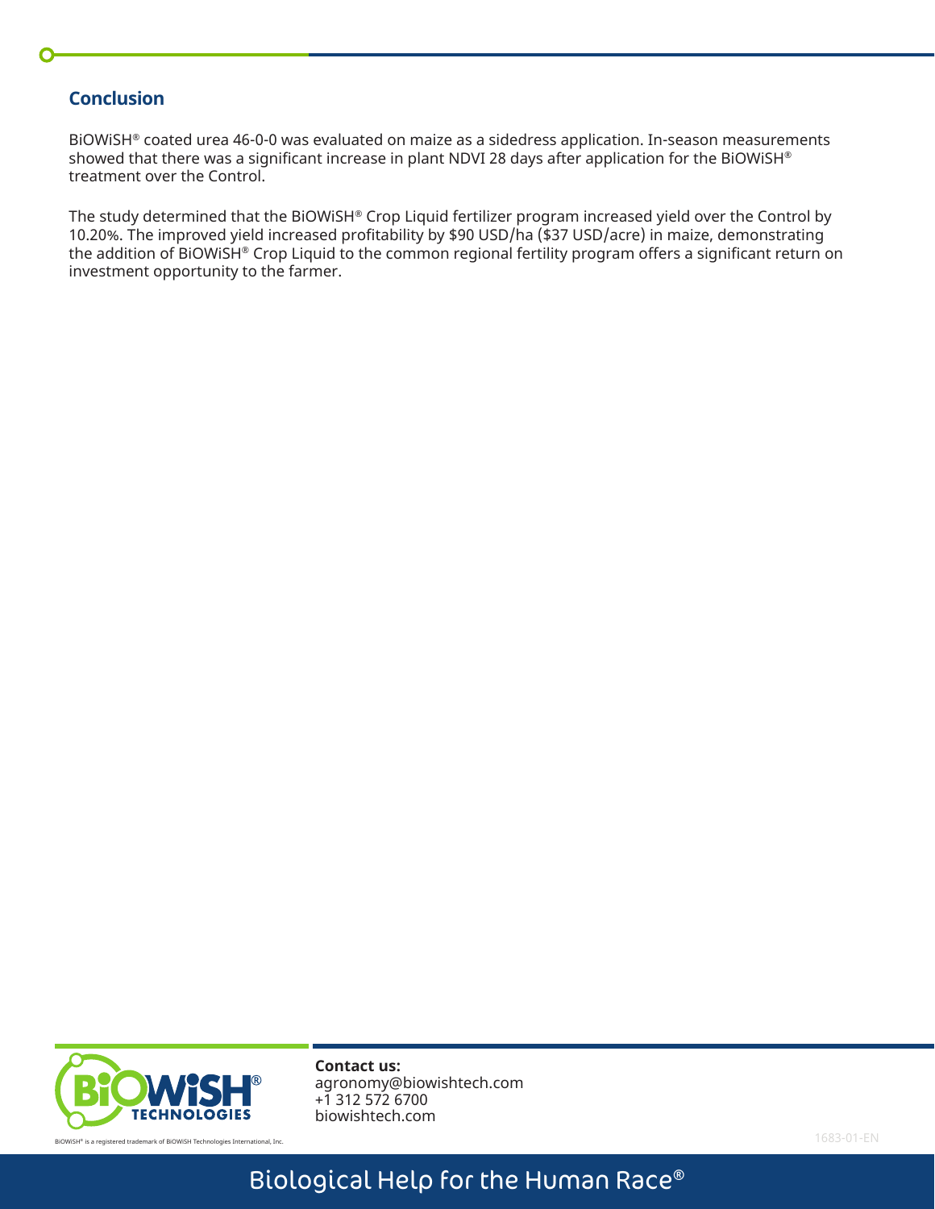## Conclusion

BiOWiSH® coated urea 46-0-0 was evaluated on maize as a sidedress application. In-season measurements showed that there was a significant increase in plant NDVI 28 days after application for the BiOWiSH® treatment over the Control.

The study determined that the BiOWiSH® Crop Liquid fertilizer program increased yield over the Control by 10.20%. The improved yield increased profitability by $90 USD/ha ($37 USD/acre) in maize, demonstrating the addition of BiOWiSH® Crop Liquid to the common regional fertility program offers a significant return on investment opportunity to the farmer.

**Contact us:**
agronomy@biowishtech.com
+1 312 572 6700
biowishtech.com

BiOWiSH® is a registered trademark of BiOWiSH Technologies International, Inc.

1683-01-EN

Biological Help for the Human Race®